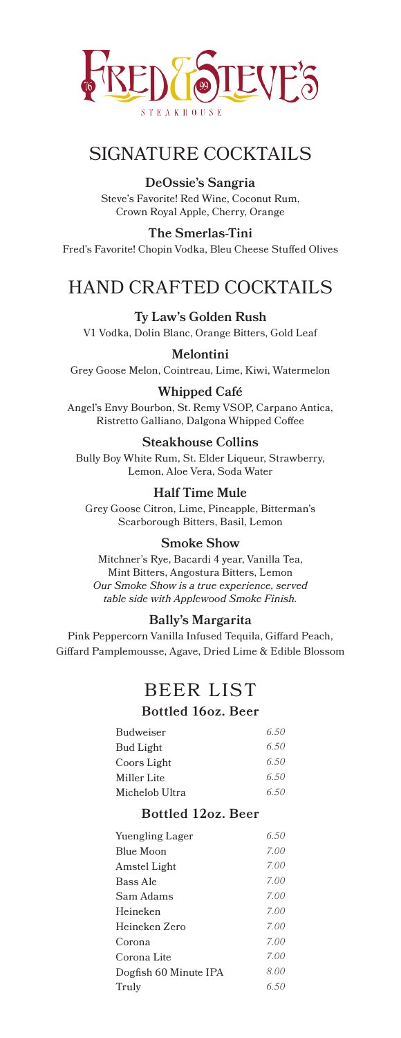# FRED & STEVE'S

STEAKHOUSE

## SIGNATURE COCKTAILS

### DeOssie's Sangria

Steve's Favorite! Red Wine, Coconut Rum, Crown Royal Apple, Cherry, Orange

### The Smerlas-Tini

Fred's Favorite! Chopin Vodka, Bleu Cheese Stuffed Olives

## HAND CRAFTED COCKTAILS

### Ty Law's Golden Rush

V1 Vodka, Dolin Blanc, Orange Bitters, Gold Leaf

### Melontini

Grey Goose Melon, Cointreau, Lime, Kiwi, Watermelon

### Whipped Café

Angel's Envy Bourbon, St. Remy VSOP, Carpano Antica, Ristretto Galliano, Dalgona Whipped Coffee

### Steakhouse Collins

Bully Boy White Rum, St. Elder Liqueur, Strawberry, Lemon, Aloe Vera, Soda Water

### Half Time Mule

Grey Goose Citron, Lime, Pineapple, Bitterman's Scarborough Bitters, Basil, Lemon

### Smoke Show

Mitchner's Rye, Bacardi 4 year, Vanilla Tea, Mint Bitters, Angostura Bitters, Lemon

*Our Smoke Show is a true experience, served table side with Applewood Smoke Finish.*

### Bally's Margarita

Pink Peppercorn Vanilla Infused Tequila, Giffard Peach, Giffard Pamplemousse, Agave, Dried Lime & Edible Blossom

## BEER LIST

### Bottled 16oz. Beer

| | |
|---|---|
| Budweiser | *6.50* |
| Bud Light | *6.50* |
| Coors Light | *6.50* |
| Miller Lite | *6.50* |
| Michelob Ultra | *6.50* |

### Bottled 12oz. Beer

| | |
|---|---|
| Yuengling Lager | *6.50* |
| Blue Moon | *7.00* |
| Amstel Light | *7.00* |
| Bass Ale | *7.00* |
| Sam Adams | *7.00* |
| Heineken | *7.00* |
| Heineken Zero | *7.00* |
| Corona | *7.00* |
| Corona Lite | *7.00* |
| Dogfish 60 Minute IPA | *8.00* |
| Truly | *6.50* |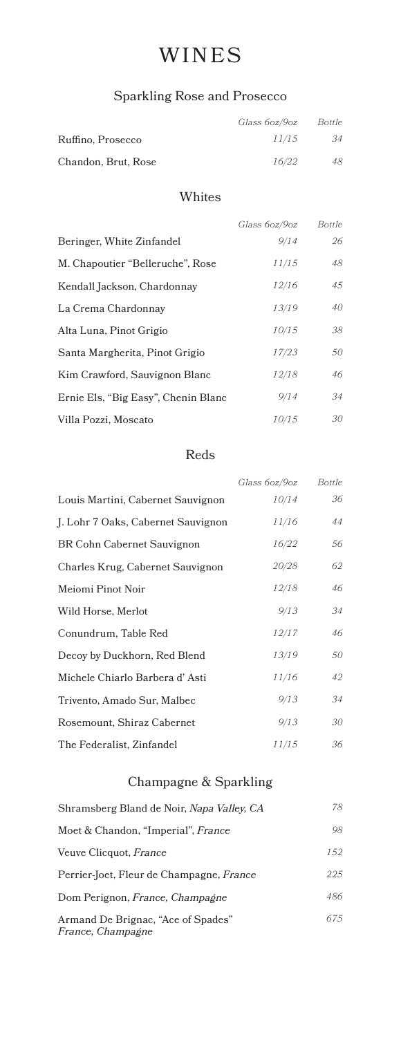# WINES

## Sparkling Rose and Prosecco

| | *Glass 6oz/9oz* | *Bottle* |
|---|---|---|
| Ruffino, Prosecco | *11/15* | *34* |
| Chandon, Brut, Rose | *16/22* | *48* |

## Whites

| | *Glass 6oz/9oz* | *Bottle* |
|---|---|---|
| Beringer, White Zinfandel | *9/14* | *26* |
| M. Chapoutier "Belleruche", Rose | *11/15* | *48* |
| Kendall Jackson, Chardonnay | *12/16* | *45* |
| La Crema Chardonnay | *13/19* | *40* |
| Alta Luna, Pinot Grigio | *10/15* | *38* |
| Santa Margherita, Pinot Grigio | *17/23* | *50* |
| Kim Crawford, Sauvignon Blanc | *12/18* | *46* |
| Ernie Els, "Big Easy", Chenin Blanc | *9/14* | *34* |
| Villa Pozzi, Moscato | *10/15* | *30* |

## Reds

| | *Glass 6oz/9oz* | *Bottle* |
|---|---|---|
| Louis Martini, Cabernet Sauvignon | *10/14* | *36* |
| J. Lohr 7 Oaks, Cabernet Sauvignon | *11/16* | *44* |
| BR Cohn Cabernet Sauvignon | *16/22* | *56* |
| Charles Krug, Cabernet Sauvignon | *20/28* | *62* |
| Meiomi Pinot Noir | *12/18* | *46* |
| Wild Horse, Merlot | *9/13* | *34* |
| Conundrum, Table Red | *12/17* | *46* |
| Decoy by Duckhorn, Red Blend | *13/19* | *50* |
| Michele Chiarlo Barbera d' Asti | *11/16* | *42* |
| Trivento, Amado Sur, Malbec | *9/13* | *34* |
| Rosemount, Shiraz Cabernet | *9/13* | *30* |
| The Federalist, Zinfandel | *11/15* | *36* |

## Champagne & Sparkling

| | |
|---|---|
| Shramsberg Bland de Noir, *Napa Valley, CA* | *78* |
| Moet & Chandon, "Imperial", *France* | *98* |
| Veuve Clicquot, *France* | *152* |
| Perrier-Joet, Fleur de Champagne, *France* | *225* |
| Dom Perignon, *France, Champagne* | *486* |
| Armand De Brignac, "Ace of Spades" *France, Champagne* | *675* |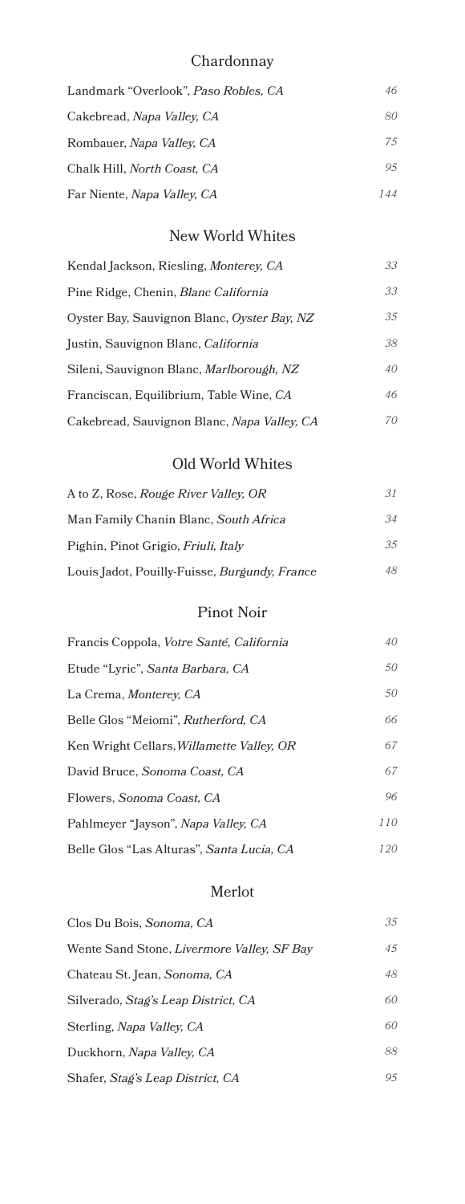## Chardonnay

| | |
|---|---|
| Landmark "Overlook", *Paso Robles, CA* | *46* |
| Cakebread, *Napa Valley, CA* | *80* |
| Rombauer, *Napa Valley, CA* | *75* |
| Chalk Hill, *North Coast, CA* | *95* |
| Far Niente, *Napa Valley, CA* | *144* |

## New World Whites

| | |
|---|---|
| Kendal Jackson, Riesling, *Monterey, CA* | *33* |
| Pine Ridge, Chenin, *Blanc California* | *33* |
| Oyster Bay, Sauvignon Blanc, *Oyster Bay, NZ* | *35* |
| Justin, Sauvignon Blanc, *California* | *38* |
| Sileni, Sauvignon Blanc, *Marlborough, NZ* | *40* |
| Franciscan, Equilibrium, Table Wine, *CA* | *46* |
| Cakebread, Sauvignon Blanc, *Napa Valley, CA* | *70* |

## Old World Whites

| | |
|---|---|
| A to Z, Rose, *Rouge River Valley, OR* | *31* |
| Man Family Chanin Blanc, *South Africa* | *34* |
| Pighin, Pinot Grigio, *Friuli, Italy* | *35* |
| Louis Jadot, Pouilly-Fuisse, *Burgundy, France* | *48* |

## Pinot Noir

| | |
|---|---|
| Francis Coppola, *Votre Santé, California* | *40* |
| Etude "Lyric", *Santa Barbara, CA* | *50* |
| La Crema, *Monterey, CA* | *50* |
| Belle Glos "Meiomi", *Rutherford, CA* | *66* |
| Ken Wright Cellars, *Willamette Valley, OR* | *67* |
| David Bruce, *Sonoma Coast, CA* | *67* |
| Flowers, *Sonoma Coast, CA* | *96* |
| Pahlmeyer "Jayson", *Napa Valley, CA* | *110* |
| Belle Glos "Las Alturas", *Santa Lucia, CA* | *120* |

## Merlot

| | |
|---|---|
| Clos Du Bois, *Sonoma, CA* | *35* |
| Wente Sand Stone, *Livermore Valley, SF Bay* | *45* |
| Chateau St. Jean, *Sonoma, CA* | *48* |
| Silverado, *Stag's Leap District, CA* | *60* |
| Sterling, *Napa Valley, CA* | *60* |
| Duckhorn, *Napa Valley, CA* | *88* |
| Shafer, *Stag's Leap District, CA* | *95* |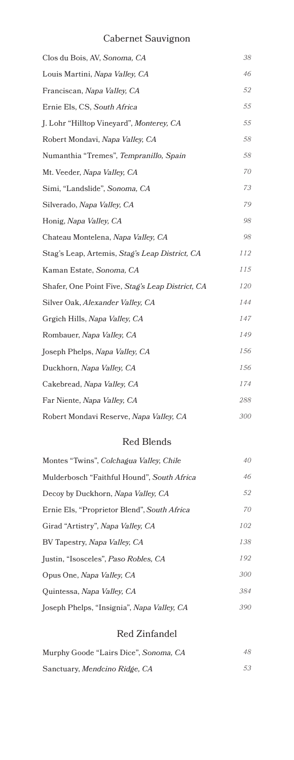## Cabernet Sauvignon

| Wine | Price |
| --- | --- |
| Clos du Bois, AV, *Sonoma, CA* | *38* |
| Louis Martini, *Napa Valley, CA* | *46* |
| Franciscan, *Napa Valley, CA* | *52* |
| Ernie Els, CS, *South Africa* | *55* |
| J. Lohr "Hilltop Vineyard", *Monterey, CA* | *55* |
| Robert Mondavi, *Napa Valley, CA* | *58* |
| Numanthia "Tremes", *Tempranillo, Spain* | *58* |
| Mt. Veeder, *Napa Valley, CA* | *70* |
| Simi, "Landslide", *Sonoma, CA* | *73* |
| Silverado, *Napa Valley, CA* | *79* |
| Honig, *Napa Valley, CA* | *98* |
| Chateau Montelena, *Napa Valley, CA* | *98* |
| Stag's Leap, Artemis, *Stag's Leap District, CA* | *112* |
| Kaman Estate, *Sonoma, CA* | *115* |
| Shafer, One Point Five, *Stag's Leap District, CA* | *120* |
| Silver Oak, *Alexander Valley, CA* | *144* |
| Grgich Hills, *Napa Valley, CA* | *147* |
| Rombauer, *Napa Valley, CA* | *149* |
| Joseph Phelps, *Napa Valley, CA* | *156* |
| Duckhorn, *Napa Valley, CA* | *156* |
| Cakebread, *Napa Valley, CA* | *174* |
| Far Niente, *Napa Valley, CA* | *288* |
| Robert Mondavi Reserve, *Napa Valley, CA* | *300* |

## Red Blends

| Wine | Price |
| --- | --- |
| Montes "Twins", *Colchagua Valley, Chile* | *40* |
| Mulderbosch "Faithful Hound", *South Africa* | *46* |
| Decoy by Duckhorn, *Napa Valley, CA* | *52* |
| Ernie Els, "Proprietor Blend", *South Africa* | *70* |
| Girad "Artistry", *Napa Valley, CA* | *102* |
| BV Tapestry, *Napa Valley, CA* | *138* |
| Justin, "Isosceles", *Paso Robles, CA* | *192* |
| Opus One, *Napa Valley, CA* | *300* |
| Quintessa, *Napa Valley, CA* | *384* |
| Joseph Phelps, "Insignia", *Napa Valley, CA* | *390* |

## Red Zinfandel

| Wine | Price |
| --- | --- |
| Murphy Goode "Lairs Dice", *Sonoma, CA* | *48* |
| Sanctuary, *Mendcino Ridge, CA* | *53* |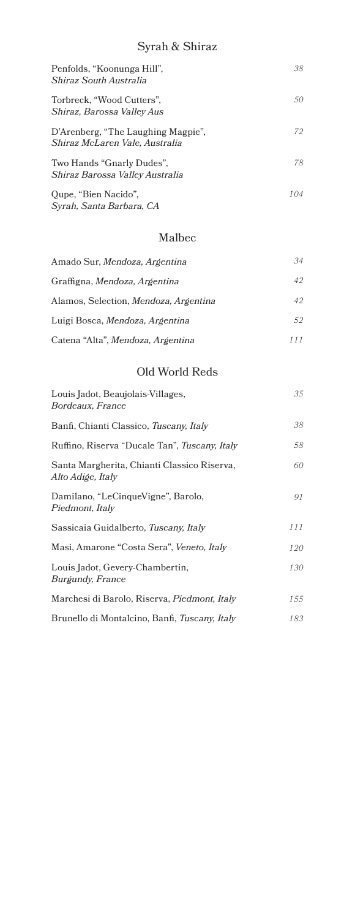## Syrah & Shiraz

| | |
|---|---|
| Penfolds, "Koonunga Hill", *Shiraz South Australia* | 38 |
| Torbreck, "Wood Cutters", *Shiraz, Barossa Valley Aus* | 50 |
| D'Arenberg, "The Laughing Magpie", *Shiraz McLaren Vale, Australia* | 72 |
| Two Hands "Gnarly Dudes", *Shiraz Barossa Valley Australia* | 78 |
| Qupe, "Bien Nacido", *Syrah, Santa Barbara, CA* | 104 |

## Malbec

| | |
|---|---|
| Amado Sur, *Mendoza, Argentina* | 34 |
| Graffigna, *Mendoza, Argentina* | 42 |
| Alamos, Selection, *Mendoza, Argentina* | 42 |
| Luigi Bosca, *Mendoza, Argentina* | 52 |
| Catena "Alta", *Mendoza, Argentina* | 111 |

## Old World Reds

| | |
|---|---|
| Louis Jadot, Beaujolais-Villages, *Bordeaux, France* | 35 |
| Banfi, Chianti Classico, *Tuscany, Italy* | 38 |
| Ruffino, Riserva "Ducale Tan", *Tuscany, Italy* | 58 |
| Santa Margherita, Chianti Classico Riserva, *Alto Adige, Italy* | 60 |
| Damilano, "LeCinqueVigne", Barolo, *Piedmont, Italy* | 91 |
| Sassicaia Guidalberto, *Tuscany, Italy* | 111 |
| Masi, Amarone "Costa Sera", *Veneto, Italy* | 120 |
| Louis Jadot, Gevery-Chambertin, *Burgundy, France* | 130 |
| Marchesi di Barolo, Riserva, *Piedmont, Italy* | 155 |
| Brunello di Montalcino, Banfi, *Tuscany, Italy* | 183 |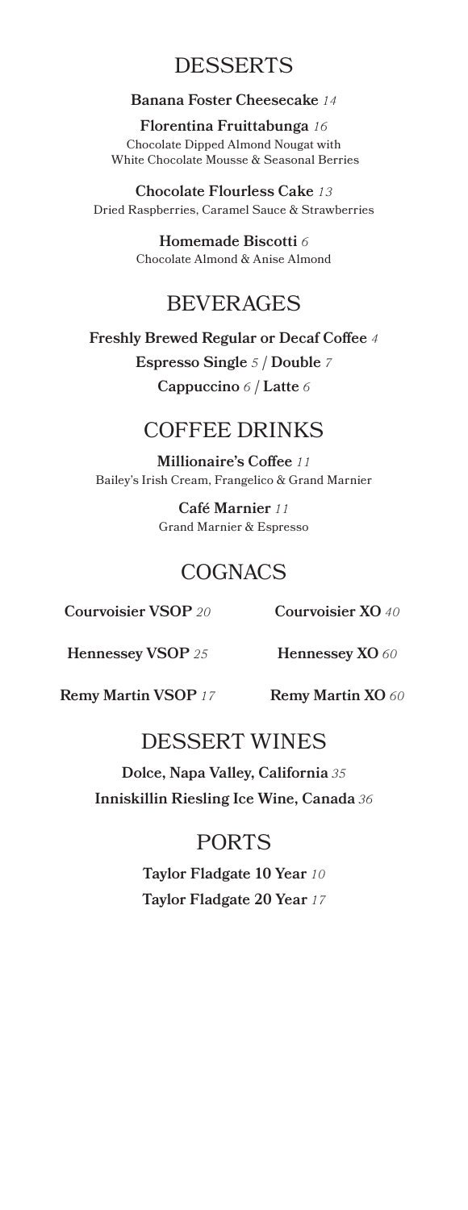# DESSERTS

**Banana Foster Cheesecake** *14*

**Florentina Fruittabunga** *16*
Chocolate Dipped Almond Nougat with White Chocolate Mousse & Seasonal Berries

**Chocolate Flourless Cake** *13*
Dried Raspberries, Caramel Sauce & Strawberries

**Homemade Biscotti** *6*
Chocolate Almond & Anise Almond

# BEVERAGES

**Freshly Brewed Regular or Decaf Coffee** *4*

**Espresso Single** *5* / **Double** *7*

**Cappuccino** *6* / **Latte** *6*

# COFFEE DRINKS

**Millionaire's Coffee** *11*
Bailey's Irish Cream, Frangelico & Grand Marnier

**Café Marnier** *11*
Grand Marnier & Espresso

# COGNACS

**Courvoisier VSOP** *20*

**Courvoisier XO** *40*

**Hennessey VSOP** *25*

**Hennessey XO** *60*

**Remy Martin VSOP** *17*

**Remy Martin XO** *60*

# DESSERT WINES

**Dolce, Napa Valley, California** *35*

**Inniskillin Riesling Ice Wine, Canada** *36*

# PORTS

**Taylor Fladgate 10 Year** *10*

**Taylor Fladgate 20 Year** *17*